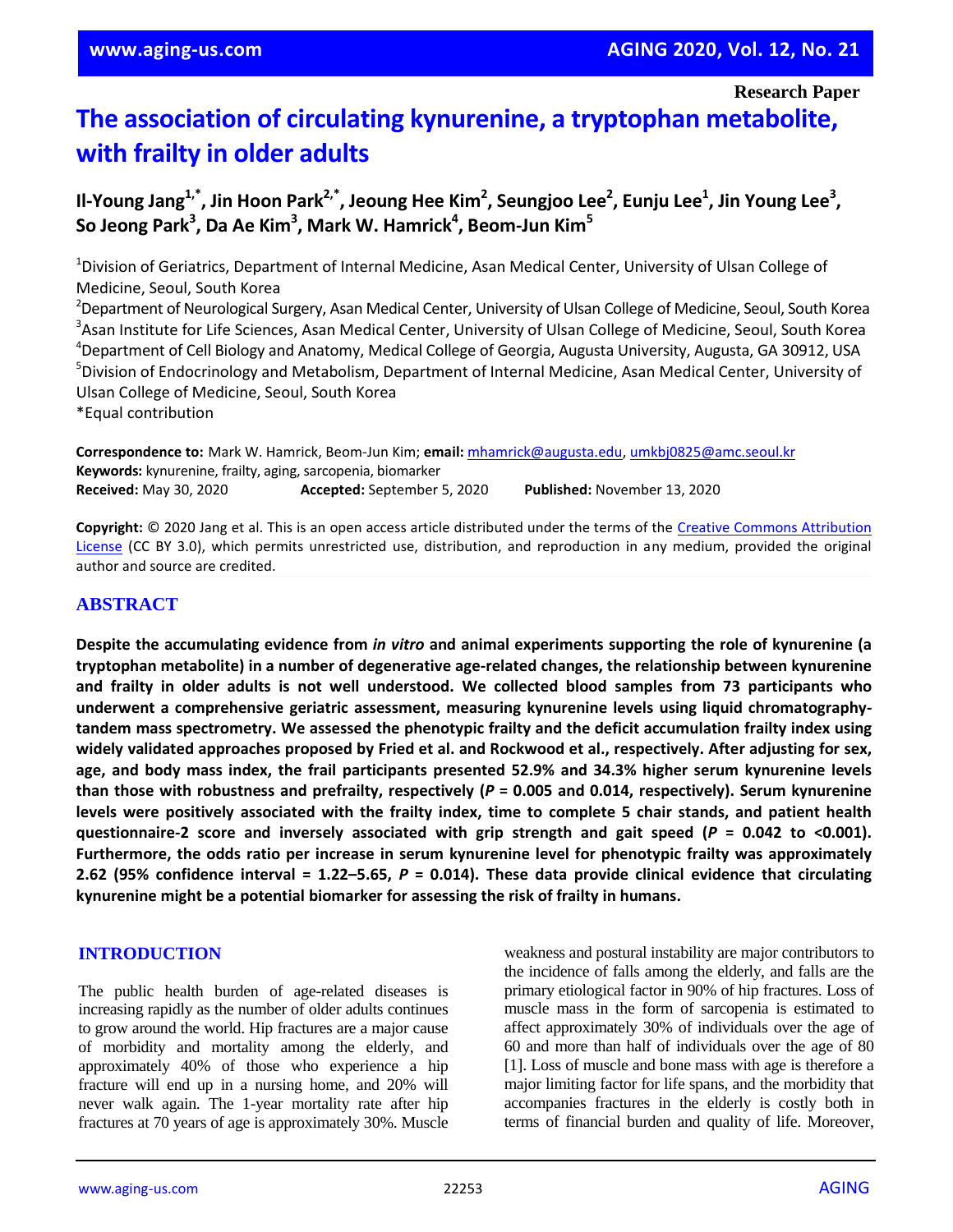Research Paper

# The association of circulating kynurenine, a tryptophan metabolite, with frailty in older adults

**Il-Young Jang[1,*], Jin Hoon Park[2,*], Jeoung Hee Kim[2], Seungjoo Lee[2], Eunju Lee[1], Jin Young Lee[3], So Jeong Park[3], Da Ae Kim[3], Mark W. Hamrick[4], Beom-Jun Kim[5]**

[1]Division of Geriatrics, Department of Internal Medicine, Asan Medical Center, University of Ulsan College of Medicine, Seoul, South Korea
[2]Department of Neurological Surgery, Asan Medical Center, University of Ulsan College of Medicine, Seoul, South Korea
[3]Asan Institute for Life Sciences, Asan Medical Center, University of Ulsan College of Medicine, Seoul, South Korea
[4]Department of Cell Biology and Anatomy, Medical College of Georgia, Augusta University, Augusta, GA 30912, USA
[5]Division of Endocrinology and Metabolism, Department of Internal Medicine, Asan Medical Center, University of Ulsan College of Medicine, Seoul, South Korea
*Equal contribution

**Correspondence to:** Mark W. Hamrick, Beom-Jun Kim; **email:** mhamrick@augusta.edu, umkbj0825@amc.seoul.kr
**Keywords:** kynurenine, frailty, aging, sarcopenia, biomarker
**Received:** May 30, 2020 **Accepted:** September 5, 2020 **Published:** November 13, 2020

**Copyright:** © 2020 Jang et al. This is an open access article distributed under the terms of the Creative Commons Attribution License (CC BY 3.0), which permits unrestricted use, distribution, and reproduction in any medium, provided the original author and source are credited.

## ABSTRACT

**Despite the accumulating evidence from *in vitro* and animal experiments supporting the role of kynurenine (a tryptophan metabolite) in a number of degenerative age-related changes, the relationship between kynurenine and frailty in older adults is not well understood. We collected blood samples from 73 participants who underwent a comprehensive geriatric assessment, measuring kynurenine levels using liquid chromatography-tandem mass spectrometry. We assessed the phenotypic frailty and the deficit accumulation frailty index using widely validated approaches proposed by Fried et al. and Rockwood et al., respectively. After adjusting for sex, age, and body mass index, the frail participants presented 52.9% and 34.3% higher serum kynurenine levels than those with robustness and prefrailty, respectively (*P* = 0.005 and 0.014, respectively). Serum kynurenine levels were positively associated with the frailty index, time to complete 5 chair stands, and patient health questionnaire-2 score and inversely associated with grip strength and gait speed (*P* = 0.042 to <0.001). Furthermore, the odds ratio per increase in serum kynurenine level for phenotypic frailty was approximately 2.62 (95% confidence interval = 1.22–5.65, *P* = 0.014). These data provide clinical evidence that circulating kynurenine might be a potential biomarker for assessing the risk of frailty in humans.**

## INTRODUCTION

The public health burden of age-related diseases is increasing rapidly as the number of older adults continues to grow around the world. Hip fractures are a major cause of morbidity and mortality among the elderly, and approximately 40% of those who experience a hip fracture will end up in a nursing home, and 20% will never walk again. The 1-year mortality rate after hip fractures at 70 years of age is approximately 30%. Muscle weakness and postural instability are major contributors to the incidence of falls among the elderly, and falls are the primary etiological factor in 90% of hip fractures. Loss of muscle mass in the form of sarcopenia is estimated to affect approximately 30% of individuals over the age of 60 and more than half of individuals over the age of 80 [1]. Loss of muscle and bone mass with age is therefore a major limiting factor for life spans, and the morbidity that accompanies fractures in the elderly is costly both in terms of financial burden and quality of life. Moreover,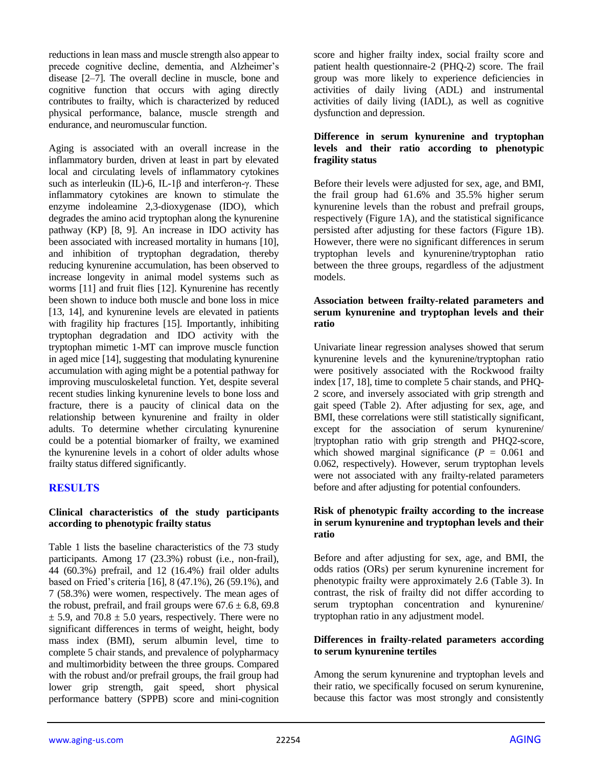reductions in lean mass and muscle strength also appear to precede cognitive decline, dementia, and Alzheimer's disease [2–7]. The overall decline in muscle, bone and cognitive function that occurs with aging directly contributes to frailty, which is characterized by reduced physical performance, balance, muscle strength and endurance, and neuromuscular function.

Aging is associated with an overall increase in the inflammatory burden, driven at least in part by elevated local and circulating levels of inflammatory cytokines such as interleukin (IL)-6, IL-1β and interferon-γ. These inflammatory cytokines are known to stimulate the enzyme indoleamine 2,3-dioxygenase (IDO), which degrades the amino acid tryptophan along the kynurenine pathway (KP) [8, 9]. An increase in IDO activity has been associated with increased mortality in humans [10], and inhibition of tryptophan degradation, thereby reducing kynurenine accumulation, has been observed to increase longevity in animal model systems such as worms [11] and fruit flies [12]. Kynurenine has recently been shown to induce both muscle and bone loss in mice [13, 14], and kynurenine levels are elevated in patients with fragility hip fractures [15]. Importantly, inhibiting tryptophan degradation and IDO activity with the tryptophan mimetic 1-MT can improve muscle function in aged mice [14], suggesting that modulating kynurenine accumulation with aging might be a potential pathway for improving musculoskeletal function. Yet, despite several recent studies linking kynurenine levels to bone loss and fracture, there is a paucity of clinical data on the relationship between kynurenine and frailty in older adults. To determine whether circulating kynurenine could be a potential biomarker of frailty, we examined the kynurenine levels in a cohort of older adults whose frailty status differed significantly.

## RESULTS

### Clinical characteristics of the study participants according to phenotypic frailty status

Table 1 lists the baseline characteristics of the 73 study participants. Among 17 (23.3%) robust (i.e., non-frail), 44 (60.3%) prefrail, and 12 (16.4%) frail older adults based on Fried's criteria [16], 8 (47.1%), 26 (59.1%), and 7 (58.3%) were women, respectively. The mean ages of the robust, prefrail, and frail groups were 67.6 ± 6.8, 69.8 ± 5.9, and 70.8 ± 5.0 years, respectively. There were no significant differences in terms of weight, height, body mass index (BMI), serum albumin level, time to complete 5 chair stands, and prevalence of polypharmacy and multimorbidity between the three groups. Compared with the robust and/or prefrail groups, the frail group had lower grip strength, gait speed, short physical performance battery (SPPB) score and mini-cognition score and higher frailty index, social frailty score and patient health questionnaire-2 (PHQ-2) score. The frail group was more likely to experience deficiencies in activities of daily living (ADL) and instrumental activities of daily living (IADL), as well as cognitive dysfunction and depression.

### Difference in serum kynurenine and tryptophan levels and their ratio according to phenotypic fragility status

Before their levels were adjusted for sex, age, and BMI, the frail group had 61.6% and 35.5% higher serum kynurenine levels than the robust and prefrail groups, respectively (Figure 1A), and the statistical significance persisted after adjusting for these factors (Figure 1B). However, there were no significant differences in serum tryptophan levels and kynurenine/tryptophan ratio between the three groups, regardless of the adjustment models.

### Association between frailty-related parameters and serum kynurenine and tryptophan levels and their ratio

Univariate linear regression analyses showed that serum kynurenine levels and the kynurenine/tryptophan ratio were positively associated with the Rockwood frailty index [17, 18], time to complete 5 chair stands, and PHQ-2 score, and inversely associated with grip strength and gait speed (Table 2). After adjusting for sex, age, and BMI, these correlations were still statistically significant, except for the association of serum kynurenine/ |tryptophan ratio with grip strength and PHQ2-score, which showed marginal significance ($P$ = 0.061 and 0.062, respectively). However, serum tryptophan levels were not associated with any frailty-related parameters before and after adjusting for potential confounders.

### Risk of phenotypic frailty according to the increase in serum kynurenine and tryptophan levels and their ratio

Before and after adjusting for sex, age, and BMI, the odds ratios (ORs) per serum kynurenine increment for phenotypic frailty were approximately 2.6 (Table 3). In contrast, the risk of frailty did not differ according to serum tryptophan concentration and kynurenine/ tryptophan ratio in any adjustment model.

### Differences in frailty-related parameters according to serum kynurenine tertiles

Among the serum kynurenine and tryptophan levels and their ratio, we specifically focused on serum kynurenine, because this factor was most strongly and consistently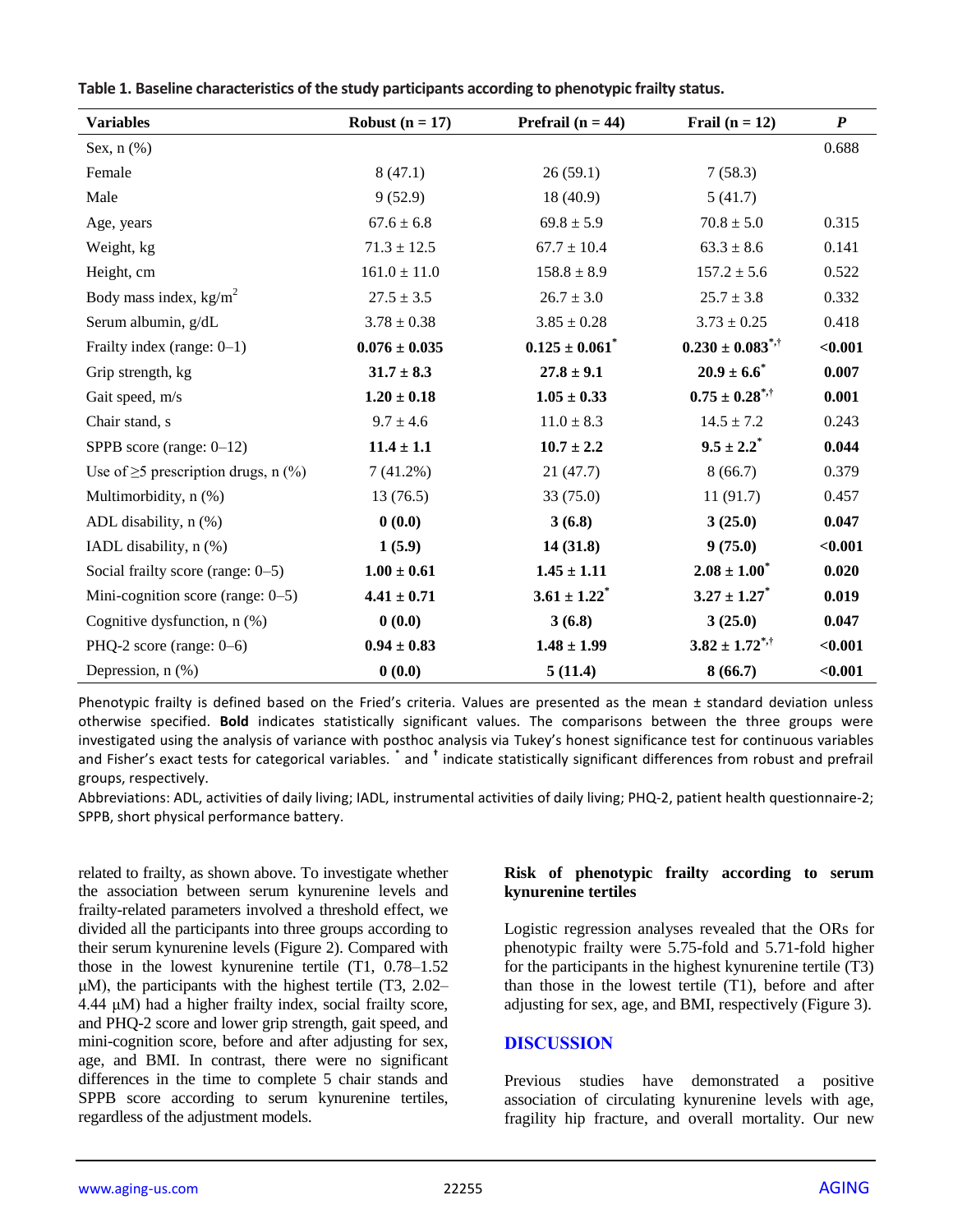**Table 1. Baseline characteristics of the study participants according to phenotypic frailty status.**

| Variables | Robust (n = 17) | Prefrail (n = 44) | Frail (n = 12) | *P* |
|---|---|---|---|---|
| Sex, n (%) | | | | 0.688 |
| Female | 8 (47.1) | 26 (59.1) | 7 (58.3) | |
| Male | 9 (52.9) | 18 (40.9) | 5 (41.7) | |
| Age, years | 67.6 ± 6.8 | 69.8 ± 5.9 | 70.8 ± 5.0 | 0.315 |
| Weight, kg | 71.3 ± 12.5 | 67.7 ± 10.4 | 63.3 ± 8.6 | 0.141 |
| Height, cm | 161.0 ± 11.0 | 158.8 ± 8.9 | 157.2 ± 5.6 | 0.522 |
| Body mass index, kg/m$^2$ | 27.5 ± 3.5 | 26.7 ± 3.0 | 25.7 ± 3.8 | 0.332 |
| Serum albumin, g/dL | 3.78 ± 0.38 | 3.85 ± 0.28 | 3.73 ± 0.25 | 0.418 |
| **Frailty index (range: 0–1)** | **0.076 ± 0.035** | **0.125 ± 0.061*** | **0.230 ± 0.083*,†** | **<0.001** |
| **Grip strength, kg** | **31.7 ± 8.3** | **27.8 ± 9.1** | **20.9 ± 6.6*** | **0.007** |
| **Gait speed, m/s** | **1.20 ± 0.18** | **1.05 ± 0.33** | **0.75 ± 0.28*,†** | **0.001** |
| Chair stand, s | 9.7 ± 4.6 | 11.0 ± 8.3 | 14.5 ± 7.2 | 0.243 |
| **SPPB score (range: 0–12)** | **11.4 ± 1.1** | **10.7 ± 2.2** | **9.5 ± 2.2*** | **0.044** |
| Use of ≥5 prescription drugs, n (%) | 7 (41.2%) | 21 (47.7) | 8 (66.7) | 0.379 |
| Multimorbidity, n (%) | 13 (76.5) | 33 (75.0) | 11 (91.7) | 0.457 |
| **ADL disability, n (%)** | **0 (0.0)** | **3 (6.8)** | **3 (25.0)** | **0.047** |
| **IADL disability, n (%)** | **1 (5.9)** | **14 (31.8)** | **9 (75.0)** | **<0.001** |
| **Social frailty score (range: 0–5)** | **1.00 ± 0.61** | **1.45 ± 1.11** | **2.08 ± 1.00*** | **0.020** |
| **Mini-cognition score (range: 0–5)** | **4.41 ± 0.71** | **3.61 ± 1.22*** | **3.27 ± 1.27*** | **0.019** |
| **Cognitive dysfunction, n (%)** | **0 (0.0)** | **3 (6.8)** | **3 (25.0)** | **0.047** |
| **PHQ-2 score (range: 0–6)** | **0.94 ± 0.83** | **1.48 ± 1.99** | **3.82 ± 1.72*,†** | **<0.001** |
| **Depression, n (%)** | **0 (0.0)** | **5 (11.4)** | **8 (66.7)** | **<0.001** |

Phenotypic frailty is defined based on the Fried's criteria. Values are presented as the mean ± standard deviation unless otherwise specified. **Bold** indicates statistically significant values. The comparisons between the three groups were investigated using the analysis of variance with posthoc analysis via Tukey's honest significance test for continuous variables and Fisher's exact tests for categorical variables. * and † indicate statistically significant differences from robust and prefrail groups, respectively.

Abbreviations: ADL, activities of daily living; IADL, instrumental activities of daily living; PHQ-2, patient health questionnaire-2; SPPB, short physical performance battery.

related to frailty, as shown above. To investigate whether the association between serum kynurenine levels and frailty-related parameters involved a threshold effect, we divided all the participants into three groups according to their serum kynurenine levels (Figure 2). Compared with those in the lowest kynurenine tertile (T1, 0.78–1.52 μM), the participants with the highest tertile (T3, 2.02–4.44 μM) had a higher frailty index, social frailty score, and PHQ-2 score and lower grip strength, gait speed, and mini-cognition score, before and after adjusting for sex, age, and BMI. In contrast, there were no significant differences in the time to complete 5 chair stands and SPPB score according to serum kynurenine tertiles, regardless of the adjustment models.

### Risk of phenotypic frailty according to serum kynurenine tertiles

Logistic regression analyses revealed that the ORs for phenotypic frailty were 5.75-fold and 5.71-fold higher for the participants in the highest kynurenine tertile (T3) than those in the lowest kynurenine tertile (T1), before and after adjusting for sex, age, and BMI, respectively (Figure 3).

## DISCUSSION

Previous studies have demonstrated a positive association of circulating kynurenine levels with age, fragility hip fracture, and overall mortality. Our new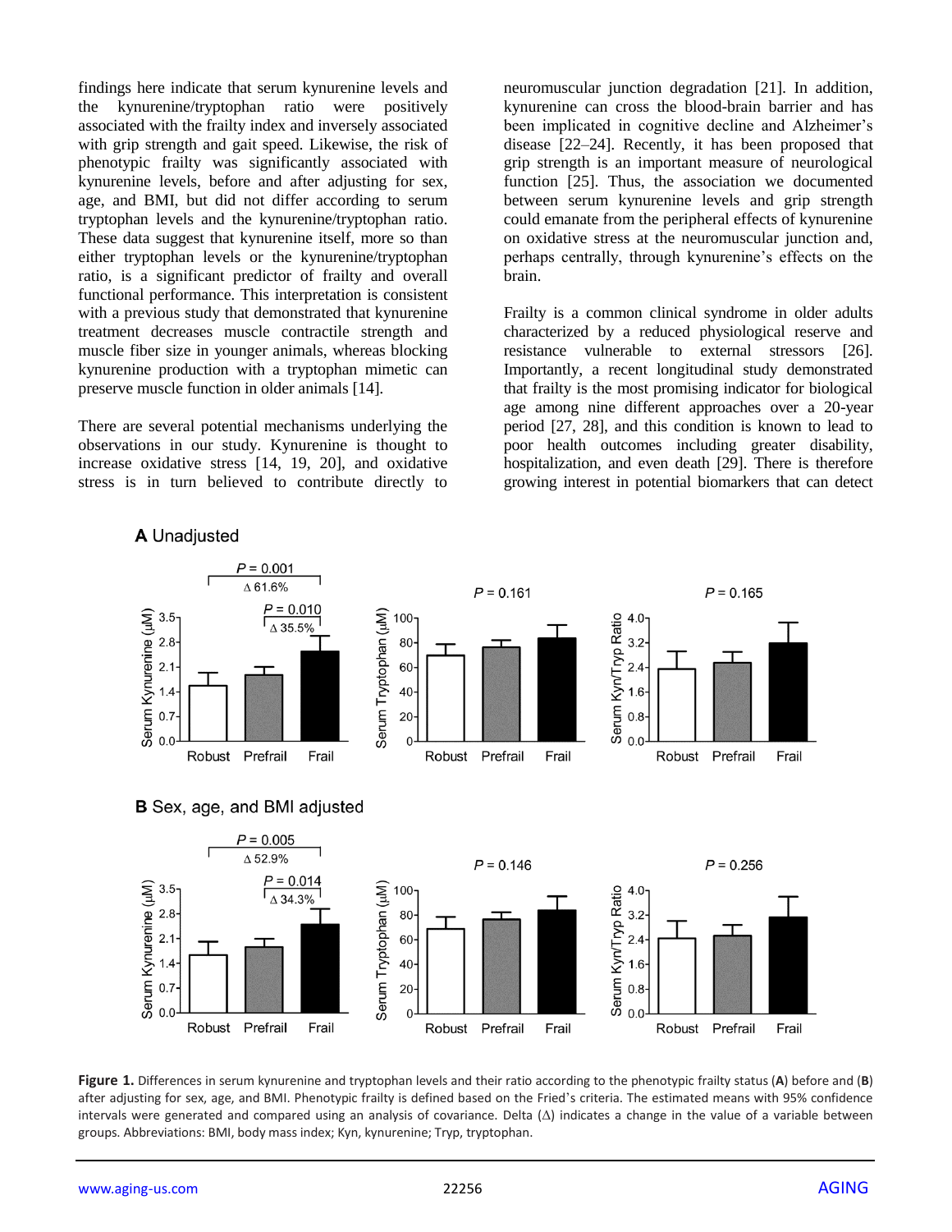findings here indicate that serum kynurenine levels and the kynurenine/tryptophan ratio were positively associated with the frailty index and inversely associated with grip strength and gait speed. Likewise, the risk of phenotypic frailty was significantly associated with kynurenine levels, before and after adjusting for sex, age, and BMI, but did not differ according to serum tryptophan levels and the kynurenine/tryptophan ratio. These data suggest that kynurenine itself, more so than either tryptophan levels or the kynurenine/tryptophan ratio, is a significant predictor of frailty and overall functional performance. This interpretation is consistent with a previous study that demonstrated that kynurenine treatment decreases muscle contractile strength and muscle fiber size in younger animals, whereas blocking kynurenine production with a tryptophan mimetic can preserve muscle function in older animals [14].

There are several potential mechanisms underlying the observations in our study. Kynurenine is thought to increase oxidative stress [14, 19, 20], and oxidative stress is in turn believed to contribute directly to neuromuscular junction degradation [21]. In addition, kynurenine can cross the blood-brain barrier and has been implicated in cognitive decline and Alzheimer's disease [22–24]. Recently, it has been proposed that grip strength is an important measure of neurological function [25]. Thus, the association we documented between serum kynurenine levels and grip strength could emanate from the peripheral effects of kynurenine on oxidative stress at the neuromuscular junction and, perhaps centrally, through kynurenine's effects on the brain.

Frailty is a common clinical syndrome in older adults characterized by a reduced physiological reserve and resistance vulnerable to external stressors [26]. Importantly, a recent longitudinal study demonstrated that frailty is the most promising indicator for biological age among nine different approaches over a 20-year period [27, 28], and this condition is known to lead to poor health outcomes including greater disability, hospitalization, and even death [29]. There is therefore growing interest in potential biomarkers that can detect

**Figure 1.** Differences in serum kynurenine and tryptophan levels and their ratio according to the phenotypic frailty status (**A**) before and (**B**) after adjusting for sex, age, and BMI. Phenotypic frailty is defined based on the Fried's criteria. The estimated means with 95% confidence intervals were generated and compared using an analysis of covariance. Delta (Δ) indicates a change in the value of a variable between groups. Abbreviations: BMI, body mass index; Kyn, kynurenine; Tryp, tryptophan.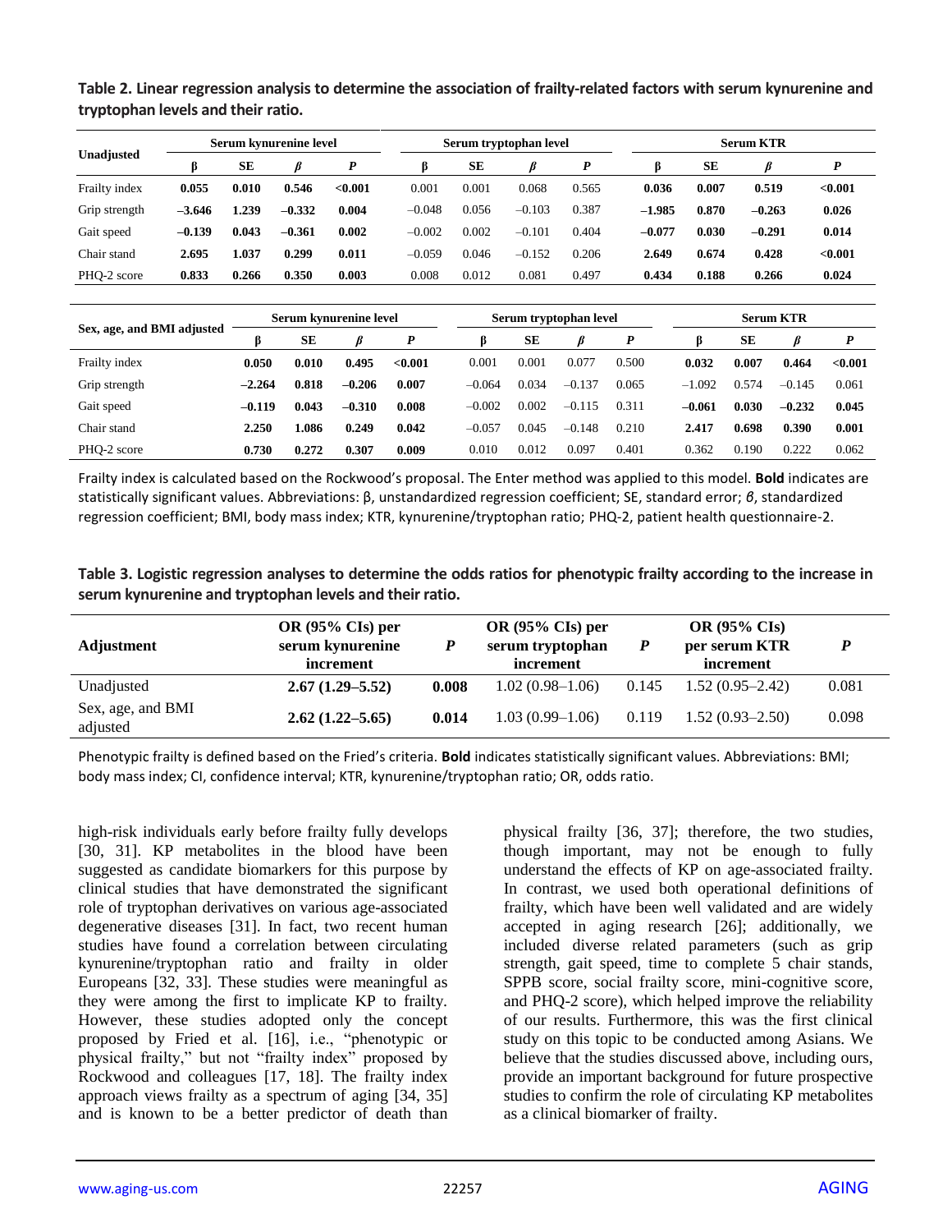**Table 2. Linear regression analysis to determine the association of frailty-related factors with serum kynurenine and tryptophan levels and their ratio.**

| Unadjusted | Serum kynurenine level | | | | Serum tryptophan level | | | | Serum KTR | | | |
|---|---|---|---|---|---|---|---|---|---|---|---|---|
| | β | SE | *β* | *P* | β | SE | *β* | *P* | β | SE | *β* | *P* |
| Frailty index | **0.055** | **0.010** | **0.546** | **<0.001** | 0.001 | 0.001 | 0.068 | 0.565 | **0.036** | **0.007** | **0.519** | **<0.001** |
| Grip strength | **−3.646** | **1.239** | **−0.332** | **0.004** | −0.048 | 0.056 | −0.103 | 0.387 | **−1.985** | **0.870** | **−0.263** | **0.026** |
| Gait speed | **−0.139** | **0.043** | **−0.361** | **0.002** | −0.002 | 0.002 | −0.101 | 0.404 | **−0.077** | **0.030** | **−0.291** | **0.014** |
| Chair stand | **2.695** | **1.037** | **0.299** | **0.011** | −0.059 | 0.046 | −0.152 | 0.206 | **2.649** | **0.674** | **0.428** | **<0.001** |
| PHQ-2 score | **0.833** | **0.266** | **0.350** | **0.003** | 0.008 | 0.012 | 0.081 | 0.497 | **0.434** | **0.188** | **0.266** | **0.024** |

| Sex, age, and BMI adjusted | Serum kynurenine level | | | | Serum tryptophan level | | | | Serum KTR | | | |
|---|---|---|---|---|---|---|---|---|---|---|---|---|
| | β | SE | *β* | *P* | β | SE | *β* | *P* | β | SE | *β* | *P* |
| Frailty index | **0.050** | **0.010** | **0.495** | **<0.001** | 0.001 | 0.001 | 0.077 | 0.500 | **0.032** | **0.007** | **0.464** | **<0.001** |
| Grip strength | **−2.264** | **0.818** | **−0.206** | **0.007** | −0.064 | 0.034 | −0.137 | 0.065 | −1.092 | 0.574 | −0.145 | 0.061 |
| Gait speed | **−0.119** | **0.043** | **−0.310** | **0.008** | −0.002 | 0.002 | −0.115 | 0.311 | **−0.061** | **0.030** | **−0.232** | **0.045** |
| Chair stand | **2.250** | **1.086** | **0.249** | **0.042** | −0.057 | 0.045 | −0.148 | 0.210 | **2.417** | **0.698** | **0.390** | **0.001** |
| PHQ-2 score | **0.730** | **0.272** | **0.307** | **0.009** | 0.010 | 0.012 | 0.097 | 0.401 | 0.362 | 0.190 | 0.222 | 0.062 |

Frailty index is calculated based on the Rockwood's proposal. The Enter method was applied to this model. **Bold** indicates are statistically significant values. Abbreviations: β, unstandardized regression coefficient; SE, standard error; *β*, standardized regression coefficient; BMI, body mass index; KTR, kynurenine/tryptophan ratio; PHQ-2, patient health questionnaire-2.

**Table 3. Logistic regression analyses to determine the odds ratios for phenotypic frailty according to the increase in serum kynurenine and tryptophan levels and their ratio.**

| Adjustment | OR (95% CIs) per serum kynurenine increment | *P* | OR (95% CIs) per serum tryptophan increment | *P* | OR (95% CIs) per serum KTR increment | *P* |
|---|---|---|---|---|---|---|
| Unadjusted | **2.67 (1.29–5.52)** | **0.008** | 1.02 (0.98–1.06) | 0.145 | 1.52 (0.95–2.42) | 0.081 |
| Sex, age, and BMI adjusted | **2.62 (1.22–5.65)** | **0.014** | 1.03 (0.99–1.06) | 0.119 | 1.52 (0.93–2.50) | 0.098 |

Phenotypic frailty is defined based on the Fried's criteria. **Bold** indicates statistically significant values. Abbreviations: BMI; body mass index; CI, confidence interval; KTR, kynurenine/tryptophan ratio; OR, odds ratio.

high-risk individuals early before frailty fully develops [30, 31]. KP metabolites in the blood have been suggested as candidate biomarkers for this purpose by clinical studies that have demonstrated the significant role of tryptophan derivatives on various age-associated degenerative diseases [31]. In fact, two recent human studies have found a correlation between circulating kynurenine/tryptophan ratio and frailty in older Europeans [32, 33]. These studies were meaningful as they were among the first to implicate KP to frailty. However, these studies adopted only the concept proposed by Fried et al. [16], i.e., "phenotypic or physical frailty," but not "frailty index" proposed by Rockwood and colleagues [17, 18]. The frailty index approach views frailty as a spectrum of aging [34, 35] and is known to be a better predictor of death than physical frailty [36, 37]; therefore, the two studies, though important, may not be enough to fully understand the effects of KP on age-associated frailty. In contrast, we used both operational definitions of frailty, which have been well validated and are widely accepted in aging research [26]; additionally, we included diverse related parameters (such as grip strength, gait speed, time to complete 5 chair stands, SPPB score, social frailty score, mini-cognitive score, and PHQ-2 score), which helped improve the reliability of our results. Furthermore, this was the first clinical study on this topic to be conducted among Asians. We believe that the studies discussed above, including ours, provide an important background for future prospective studies to confirm the role of circulating KP metabolites as a clinical biomarker of frailty.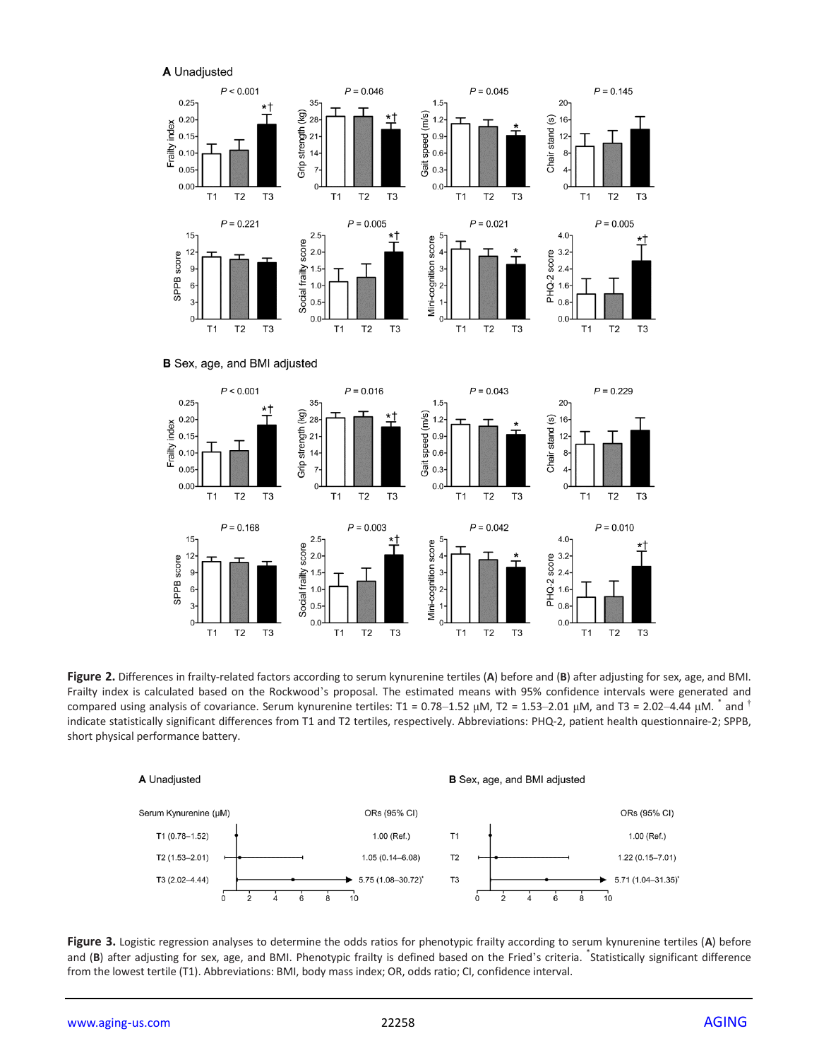**Figure 2.** Differences in frailty-related factors according to serum kynurenine tertiles (**A**) before and (**B**) after adjusting for sex, age, and BMI. Frailty index is calculated based on the Rockwood's proposal. The estimated means with 95% confidence intervals were generated and compared using analysis of covariance. Serum kynurenine tertiles: T1 = 0.78–1.52 μM, T2 = 1.53–2.01 μM, and T3 = 2.02–4.44 μM. * and † indicate statistically significant differences from T1 and T2 tertiles, respectively. Abbreviations: PHQ-2, patient health questionnaire-2; SPPB, short physical performance battery.

**Figure 3.** Logistic regression analyses to determine the odds ratios for phenotypic frailty according to serum kynurenine tertiles (**A**) before and (**B**) after adjusting for sex, age, and BMI. Phenotypic frailty is defined based on the Fried's criteria. *Statistically significant difference from the lowest tertile (T1). Abbreviations: BMI, body mass index; OR, odds ratio; CI, confidence interval.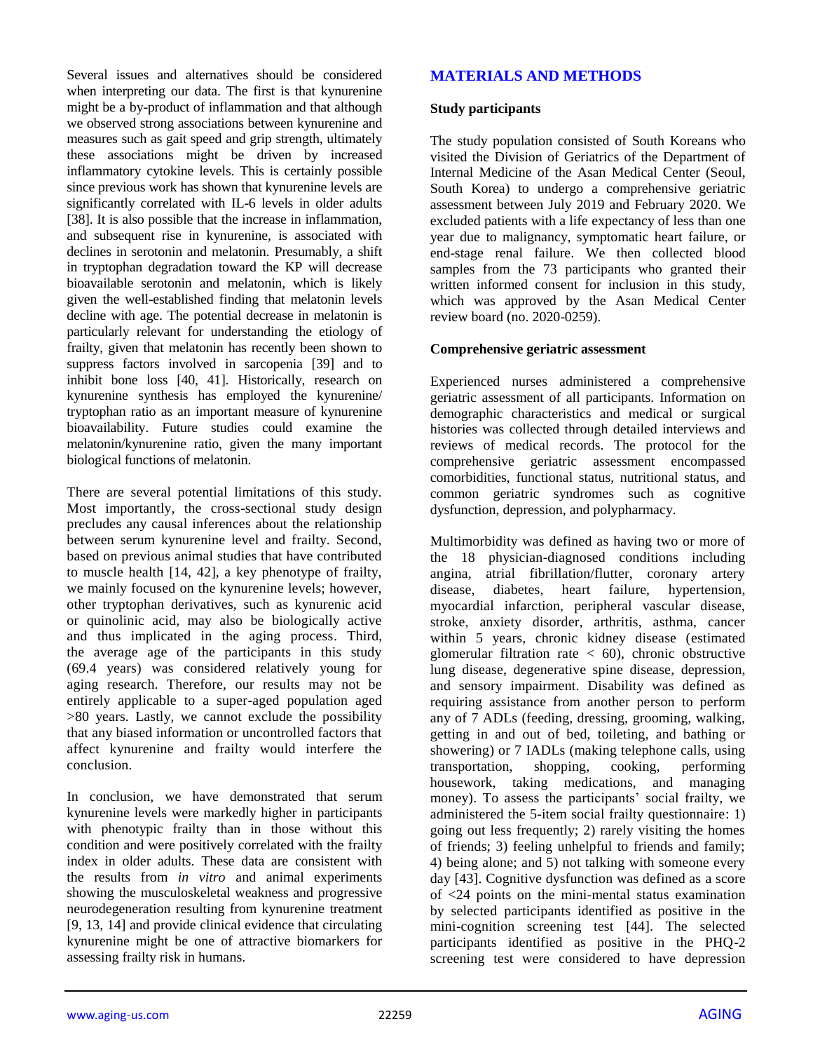Several issues and alternatives should be considered when interpreting our data. The first is that kynurenine might be a by-product of inflammation and that although we observed strong associations between kynurenine and measures such as gait speed and grip strength, ultimately these associations might be driven by increased inflammatory cytokine levels. This is certainly possible since previous work has shown that kynurenine levels are significantly correlated with IL-6 levels in older adults [38]. It is also possible that the increase in inflammation, and subsequent rise in kynurenine, is associated with declines in serotonin and melatonin. Presumably, a shift in tryptophan degradation toward the KP will decrease bioavailable serotonin and melatonin, which is likely given the well-established finding that melatonin levels decline with age. The potential decrease in melatonin is particularly relevant for understanding the etiology of frailty, given that melatonin has recently been shown to suppress factors involved in sarcopenia [39] and to inhibit bone loss [40, 41]. Historically, research on kynurenine synthesis has employed the kynurenine/ tryptophan ratio as an important measure of kynurenine bioavailability. Future studies could examine the melatonin/kynurenine ratio, given the many important biological functions of melatonin.

There are several potential limitations of this study. Most importantly, the cross-sectional study design precludes any causal inferences about the relationship between serum kynurenine level and frailty. Second, based on previous animal studies that have contributed to muscle health [14, 42], a key phenotype of frailty, we mainly focused on the kynurenine levels; however, other tryptophan derivatives, such as kynurenic acid or quinolinic acid, may also be biologically active and thus implicated in the aging process. Third, the average age of the participants in this study (69.4 years) was considered relatively young for aging research. Therefore, our results may not be entirely applicable to a super-aged population aged >80 years. Lastly, we cannot exclude the possibility that any biased information or uncontrolled factors that affect kynurenine and frailty would interfere the conclusion.

In conclusion, we have demonstrated that serum kynurenine levels were markedly higher in participants with phenotypic frailty than in those without this condition and were positively correlated with the frailty index in older adults. These data are consistent with the results from *in vitro* and animal experiments showing the musculoskeletal weakness and progressive neurodegeneration resulting from kynurenine treatment [9, 13, 14] and provide clinical evidence that circulating kynurenine might be one of attractive biomarkers for assessing frailty risk in humans.

## MATERIALS AND METHODS

### Study participants

The study population consisted of South Koreans who visited the Division of Geriatrics of the Department of Internal Medicine of the Asan Medical Center (Seoul, South Korea) to undergo a comprehensive geriatric assessment between July 2019 and February 2020. We excluded patients with a life expectancy of less than one year due to malignancy, symptomatic heart failure, or end-stage renal failure. We then collected blood samples from the 73 participants who granted their written informed consent for inclusion in this study, which was approved by the Asan Medical Center review board (no. 2020-0259).

### Comprehensive geriatric assessment

Experienced nurses administered a comprehensive geriatric assessment of all participants. Information on demographic characteristics and medical or surgical histories was collected through detailed interviews and reviews of medical records. The protocol for the comprehensive geriatric assessment encompassed comorbidities, functional status, nutritional status, and common geriatric syndromes such as cognitive dysfunction, depression, and polypharmacy.

Multimorbidity was defined as having two or more of the 18 physician-diagnosed conditions including angina, atrial fibrillation/flutter, coronary artery disease, diabetes, heart failure, hypertension, myocardial infarction, peripheral vascular disease, stroke, anxiety disorder, arthritis, asthma, cancer within 5 years, chronic kidney disease (estimated glomerular filtration rate < 60), chronic obstructive lung disease, degenerative spine disease, depression, and sensory impairment. Disability was defined as requiring assistance from another person to perform any of 7 ADLs (feeding, dressing, grooming, walking, getting in and out of bed, toileting, and bathing or showering) or 7 IADLs (making telephone calls, using transportation, shopping, cooking, performing housework, taking medications, and managing money). To assess the participants' social frailty, we administered the 5-item social frailty questionnaire: 1) going out less frequently; 2) rarely visiting the homes of friends; 3) feeling unhelpful to friends and family; 4) being alone; and 5) not talking with someone every day [43]. Cognitive dysfunction was defined as a score of <24 points on the mini-mental status examination by selected participants identified as positive in the mini-cognition screening test [44]. The selected participants identified as positive in the PHQ-2 screening test were considered to have depression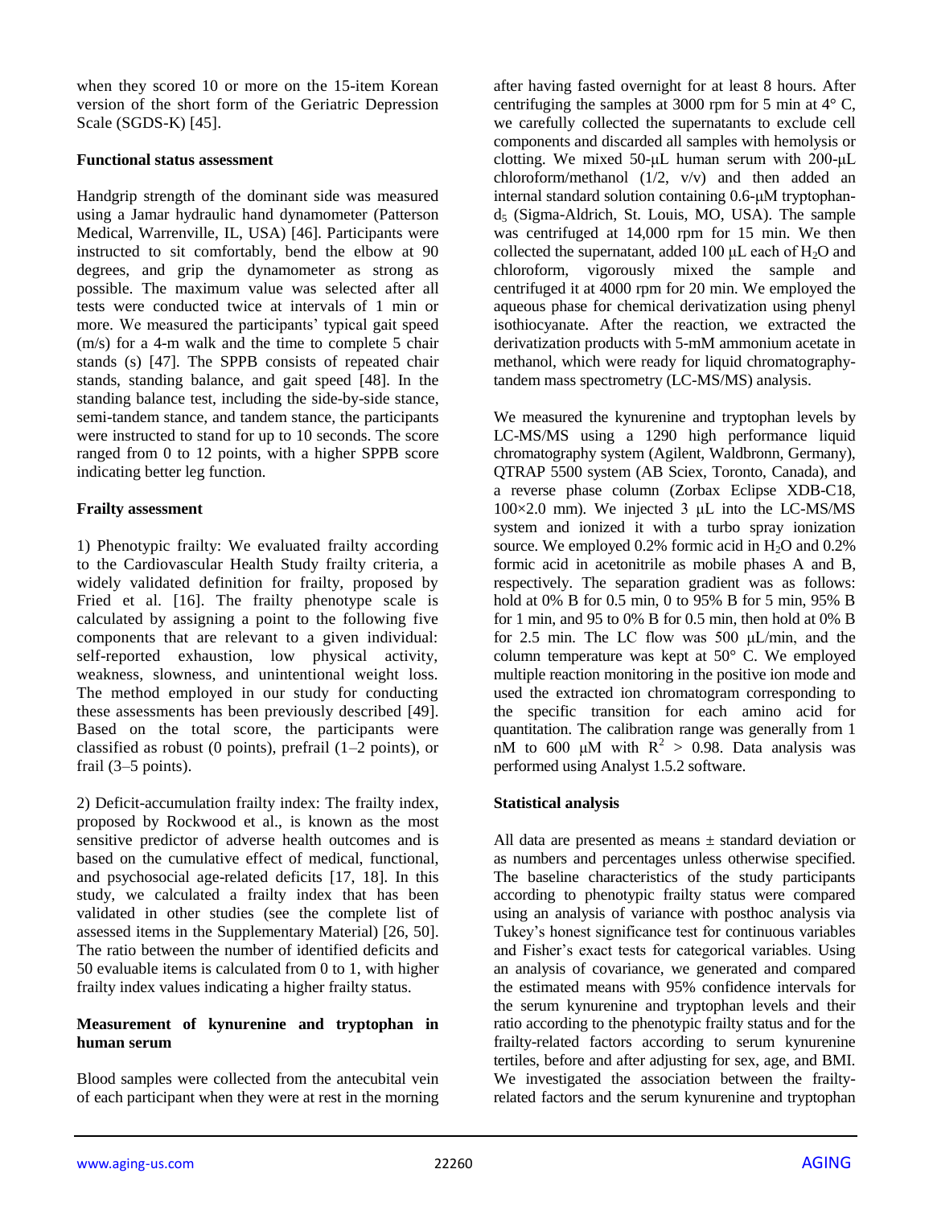when they scored 10 or more on the 15-item Korean version of the short form of the Geriatric Depression Scale (SGDS-K) [45].

**Functional status assessment**

Handgrip strength of the dominant side was measured using a Jamar hydraulic hand dynamometer (Patterson Medical, Warrenville, IL, USA) [46]. Participants were instructed to sit comfortably, bend the elbow at 90 degrees, and grip the dynamometer as strong as possible. The maximum value was selected after all tests were conducted twice at intervals of 1 min or more. We measured the participants' typical gait speed (m/s) for a 4-m walk and the time to complete 5 chair stands (s) [47]. The SPPB consists of repeated chair stands, standing balance, and gait speed [48]. In the standing balance test, including the side-by-side stance, semi-tandem stance, and tandem stance, the participants were instructed to stand for up to 10 seconds. The score ranged from 0 to 12 points, with a higher SPPB score indicating better leg function.

**Frailty assessment**

1) Phenotypic frailty: We evaluated frailty according to the Cardiovascular Health Study frailty criteria, a widely validated definition for frailty, proposed by Fried et al. [16]. The frailty phenotype scale is calculated by assigning a point to the following five components that are relevant to a given individual: self-reported exhaustion, low physical activity, weakness, slowness, and unintentional weight loss. The method employed in our study for conducting these assessments has been previously described [49]. Based on the total score, the participants were classified as robust (0 points), prefrail (1–2 points), or frail (3–5 points).

2) Deficit-accumulation frailty index: The frailty index, proposed by Rockwood et al., is known as the most sensitive predictor of adverse health outcomes and is based on the cumulative effect of medical, functional, and psychosocial age-related deficits [17, 18]. In this study, we calculated a frailty index that has been validated in other studies (see the complete list of assessed items in the Supplementary Material) [26, 50]. The ratio between the number of identified deficits and 50 evaluable items is calculated from 0 to 1, with higher frailty index values indicating a higher frailty status.

**Measurement of kynurenine and tryptophan in human serum**

Blood samples were collected from the antecubital vein of each participant when they were at rest in the morning after having fasted overnight for at least 8 hours. After centrifuging the samples at 3000 rpm for 5 min at 4° C, we carefully collected the supernatants to exclude cell components and discarded all samples with hemolysis or clotting. We mixed 50-μL human serum with 200-μL chloroform/methanol (1/2, v/v) and then added an internal standard solution containing 0.6-μM tryptophan-$d_5$ (Sigma-Aldrich, St. Louis, MO, USA). The sample was centrifuged at 14,000 rpm for 15 min. We then collected the supernatant, added 100 μL each of $H_2O$ and chloroform, vigorously mixed the sample and centrifuged it at 4000 rpm for 20 min. We employed the aqueous phase for chemical derivatization using phenyl isothiocyanate. After the reaction, we extracted the derivatization products with 5-mM ammonium acetate in methanol, which were ready for liquid chromatography-tandem mass spectrometry (LC-MS/MS) analysis.

We measured the kynurenine and tryptophan levels by LC-MS/MS using a 1290 high performance liquid chromatography system (Agilent, Waldbronn, Germany), QTRAP 5500 system (AB Sciex, Toronto, Canada), and a reverse phase column (Zorbax Eclipse XDB-C18, 100×2.0 mm). We injected 3 μL into the LC-MS/MS system and ionized it with a turbo spray ionization source. We employed 0.2% formic acid in $H_2O$ and 0.2% formic acid in acetonitrile as mobile phases A and B, respectively. The separation gradient was as follows: hold at 0% B for 0.5 min, 0 to 95% B for 5 min, 95% B for 1 min, and 95 to 0% B for 0.5 min, then hold at 0% B for 2.5 min. The LC flow was 500 μL/min, and the column temperature was kept at 50° C. We employed multiple reaction monitoring in the positive ion mode and used the extracted ion chromatogram corresponding to the specific transition for each amino acid for quantitation. The calibration range was generally from 1 nM to 600 μM with $R^2 > 0.98$. Data analysis was performed using Analyst 1.5.2 software.

**Statistical analysis**

All data are presented as means ± standard deviation or as numbers and percentages unless otherwise specified. The baseline characteristics of the study participants according to phenotypic frailty status were compared using an analysis of variance with posthoc analysis via Tukey's honest significance test for continuous variables and Fisher's exact tests for categorical variables. Using an analysis of covariance, we generated and compared the estimated means with 95% confidence intervals for the serum kynurenine and tryptophan levels and their ratio according to the phenotypic frailty status and for the frailty-related factors according to serum kynurenine tertiles, before and after adjusting for sex, age, and BMI. We investigated the association between the frailty-related factors and the serum kynurenine and tryptophan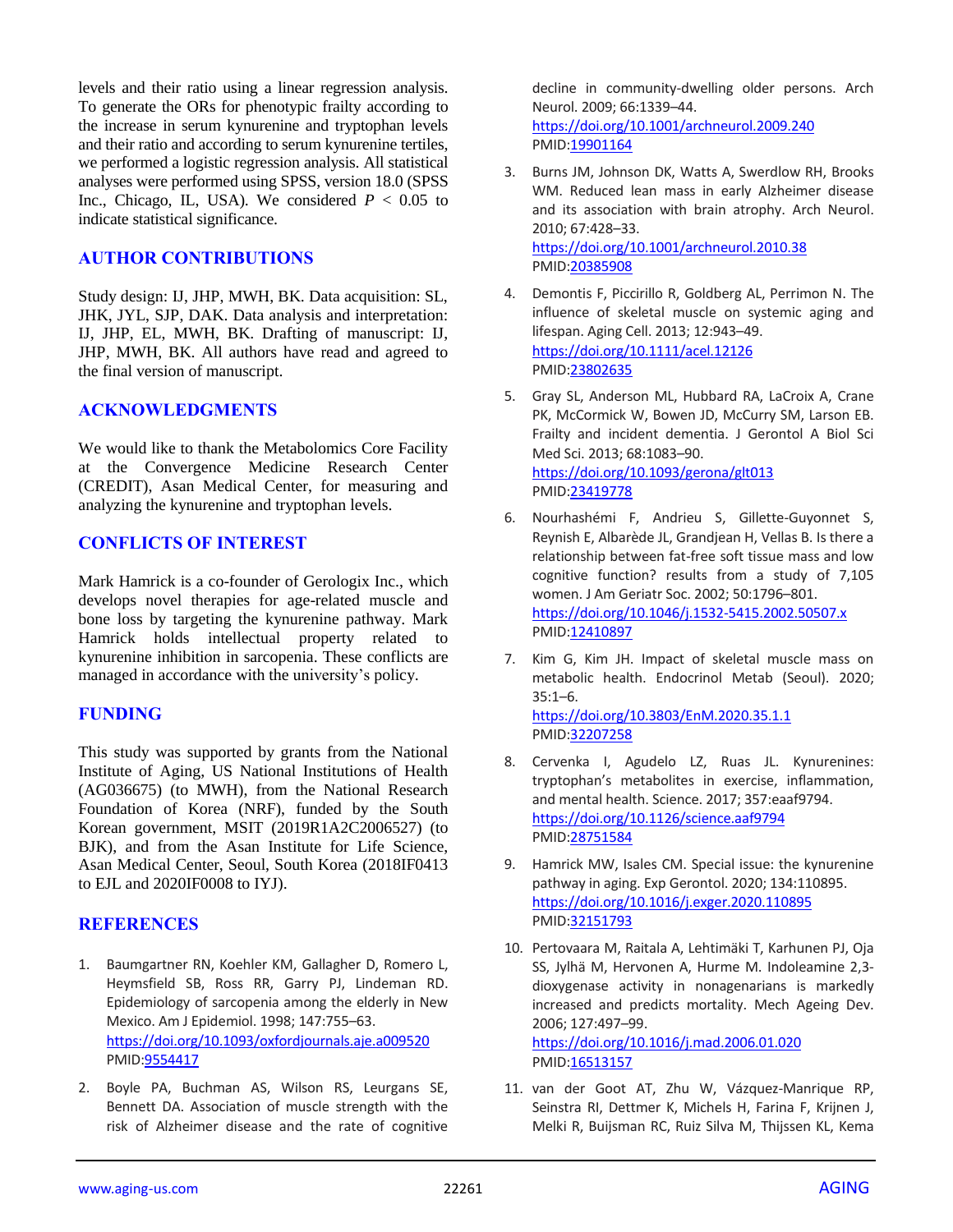levels and their ratio using a linear regression analysis. To generate the ORs for phenotypic frailty according to the increase in serum kynurenine and tryptophan levels and their ratio and according to serum kynurenine tertiles, we performed a logistic regression analysis. All statistical analyses were performed using SPSS, version 18.0 (SPSS Inc., Chicago, IL, USA). We considered $P < 0.05$ to indicate statistical significance.

## AUTHOR CONTRIBUTIONS

Study design: IJ, JHP, MWH, BK. Data acquisition: SL, JHK, JYL, SJP, DAK. Data analysis and interpretation: IJ, JHP, EL, MWH, BK. Drafting of manuscript: IJ, JHP, MWH, BK. All authors have read and agreed to the final version of manuscript.

## ACKNOWLEDGMENTS

We would like to thank the Metabolomics Core Facility at the Convergence Medicine Research Center (CREDIT), Asan Medical Center, for measuring and analyzing the kynurenine and tryptophan levels.

## CONFLICTS OF INTEREST

Mark Hamrick is a co-founder of Gerologix Inc., which develops novel therapies for age-related muscle and bone loss by targeting the kynurenine pathway. Mark Hamrick holds intellectual property related to kynurenine inhibition in sarcopenia. These conflicts are managed in accordance with the university's policy.

## FUNDING

This study was supported by grants from the National Institute of Aging, US National Institutions of Health (AG036675) (to MWH), from the National Research Foundation of Korea (NRF), funded by the South Korean government, MSIT (2019R1A2C2006527) (to BJK), and from the Asan Institute for Life Science, Asan Medical Center, Seoul, South Korea (2018IF0413 to EJL and 2020IF0008 to IYJ).

## REFERENCES

1. Baumgartner RN, Koehler KM, Gallagher D, Romero L, Heymsfield SB, Ross RR, Garry PJ, Lindeman RD. Epidemiology of sarcopenia among the elderly in New Mexico. Am J Epidemiol. 1998; 147:755–63. https://doi.org/10.1093/oxfordjournals.aje.a009520 PMID:9554417

2. Boyle PA, Buchman AS, Wilson RS, Leurgans SE, Bennett DA. Association of muscle strength with the risk of Alzheimer disease and the rate of cognitive decline in community-dwelling older persons. Arch Neurol. 2009; 66:1339–44. https://doi.org/10.1001/archneurol.2009.240 PMID:19901164

3. Burns JM, Johnson DK, Watts A, Swerdlow RH, Brooks WM. Reduced lean mass in early Alzheimer disease and its association with brain atrophy. Arch Neurol. 2010; 67:428–33. https://doi.org/10.1001/archneurol.2010.38 PMID:20385908

4. Demontis F, Piccirillo R, Goldberg AL, Perrimon N. The influence of skeletal muscle on systemic aging and lifespan. Aging Cell. 2013; 12:943–49. https://doi.org/10.1111/acel.12126 PMID:23802635

5. Gray SL, Anderson ML, Hubbard RA, LaCroix A, Crane PK, McCormick W, Bowen JD, McCurry SM, Larson EB. Frailty and incident dementia. J Gerontol A Biol Sci Med Sci. 2013; 68:1083–90. https://doi.org/10.1093/gerona/glt013 PMID:23419778

6. Nourhashémi F, Andrieu S, Gillette-Guyonnet S, Reynish E, Albarède JL, Grandjean H, Vellas B. Is there a relationship between fat-free soft tissue mass and low cognitive function? results from a study of 7,105 women. J Am Geriatr Soc. 2002; 50:1796–801. https://doi.org/10.1046/j.1532-5415.2002.50507.x PMID:12410897

7. Kim G, Kim JH. Impact of skeletal muscle mass on metabolic health. Endocrinol Metab (Seoul). 2020; 35:1–6. https://doi.org/10.3803/EnM.2020.35.1.1 PMID:32207258

8. Cervenka I, Agudelo LZ, Ruas JL. Kynurenines: tryptophan's metabolites in exercise, inflammation, and mental health. Science. 2017; 357:eaaf9794. https://doi.org/10.1126/science.aaf9794 PMID:28751584

9. Hamrick MW, Isales CM. Special issue: the kynurenine pathway in aging. Exp Gerontol. 2020; 134:110895. https://doi.org/10.1016/j.exger.2020.110895 PMID:32151793

10. Pertovaara M, Raitala A, Lehtimäki T, Karhunen PJ, Oja SS, Jylhä M, Hervonen A, Hurme M. Indoleamine 2,3-dioxygenase activity in nonagenarians is markedly increased and predicts mortality. Mech Ageing Dev. 2006; 127:497–99. https://doi.org/10.1016/j.mad.2006.01.020 PMID:16513157

11. van der Goot AT, Zhu W, Vázquez-Manrique RP, Seinstra RI, Dettmer K, Michels H, Farina F, Krijnen J, Melki R, Buijsman RC, Ruiz Silva M, Thijssen KL, Kema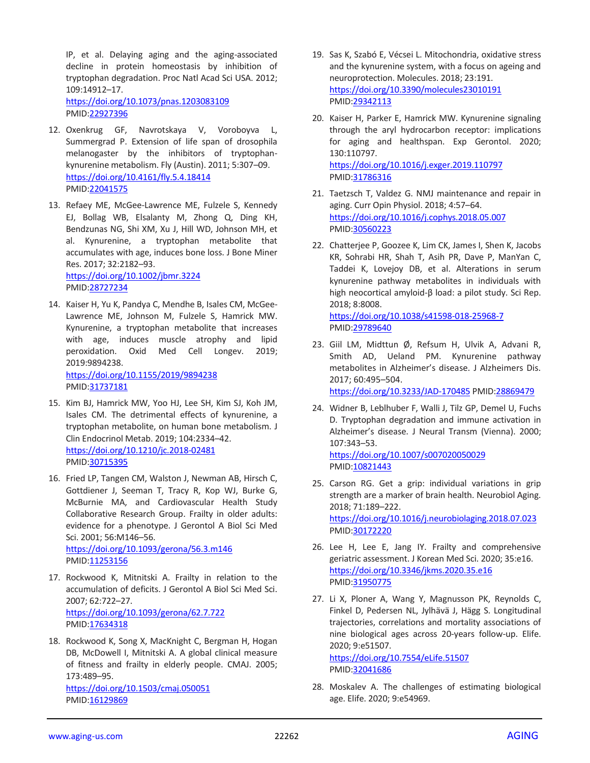IP, et al. Delaying aging and the aging-associated decline in protein homeostasis by inhibition of tryptophan degradation. Proc Natl Acad Sci USA. 2012; 109:14912–17.
https://doi.org/10.1073/pnas.1203083109
PMID:22927396

12. Oxenkrug GF, Navrotskaya V, Voroboyva L, Summergrad P. Extension of life span of drosophila melanogaster by the inhibitors of tryptophan-kynurenine metabolism. Fly (Austin). 2011; 5:307–09.
https://doi.org/10.4161/fly.5.4.18414
PMID:22041575

13. Refaey ME, McGee-Lawrence ME, Fulzele S, Kennedy EJ, Bollag WB, Elsalanty M, Zhong Q, Ding KH, Bendzunas NG, Shi XM, Xu J, Hill WD, Johnson MH, et al. Kynurenine, a tryptophan metabolite that accumulates with age, induces bone loss. J Bone Miner Res. 2017; 32:2182–93.
https://doi.org/10.1002/jbmr.3224
PMID:28727234

14. Kaiser H, Yu K, Pandya C, Mendhe B, Isales CM, McGee-Lawrence ME, Johnson M, Fulzele S, Hamrick MW. Kynurenine, a tryptophan metabolite that increases with age, induces muscle atrophy and lipid peroxidation. Oxid Med Cell Longev. 2019; 2019:9894238.
https://doi.org/10.1155/2019/9894238
PMID:31737181

15. Kim BJ, Hamrick MW, Yoo HJ, Lee SH, Kim SJ, Koh JM, Isales CM. The detrimental effects of kynurenine, a tryptophan metabolite, on human bone metabolism. J Clin Endocrinol Metab. 2019; 104:2334–42.
https://doi.org/10.1210/jc.2018-02481
PMID:30715395

16. Fried LP, Tangen CM, Walston J, Newman AB, Hirsch C, Gottdiener J, Seeman T, Tracy R, Kop WJ, Burke G, McBurnie MA, and Cardiovascular Health Study Collaborative Research Group. Frailty in older adults: evidence for a phenotype. J Gerontol A Biol Sci Med Sci. 2001; 56:M146–56.
https://doi.org/10.1093/gerona/56.3.m146
PMID:11253156

17. Rockwood K, Mitnitski A. Frailty in relation to the accumulation of deficits. J Gerontol A Biol Sci Med Sci. 2007; 62:722–27.
https://doi.org/10.1093/gerona/62.7.722
PMID:17634318

18. Rockwood K, Song X, MacKnight C, Bergman H, Hogan DB, McDowell I, Mitnitski A. A global clinical measure of fitness and frailty in elderly people. CMAJ. 2005; 173:489–95.
https://doi.org/10.1503/cmaj.050051
PMID:16129869

19. Sas K, Szabó E, Vécsei L. Mitochondria, oxidative stress and the kynurenine system, with a focus on ageing and neuroprotection. Molecules. 2018; 23:191.
https://doi.org/10.3390/molecules23010191
PMID:29342113

20. Kaiser H, Parker E, Hamrick MW. Kynurenine signaling through the aryl hydrocarbon receptor: implications for aging and healthspan. Exp Gerontol. 2020; 130:110797.
https://doi.org/10.1016/j.exger.2019.110797
PMID:31786316

21. Taetzsch T, Valdez G. NMJ maintenance and repair in aging. Curr Opin Physiol. 2018; 4:57–64.
https://doi.org/10.1016/j.cophys.2018.05.007
PMID:30560223

22. Chatterjee P, Goozee K, Lim CK, James I, Shen K, Jacobs KR, Sohrabi HR, Shah T, Asih PR, Dave P, ManYan C, Taddei K, Lovejoy DB, et al. Alterations in serum kynurenine pathway metabolites in individuals with high neocortical amyloid-β load: a pilot study. Sci Rep. 2018; 8:8008.
https://doi.org/10.1038/s41598-018-25968-7
PMID:29789640

23. Giil LM, Midttun Ø, Refsum H, Ulvik A, Advani R, Smith AD, Ueland PM. Kynurenine pathway metabolites in Alzheimer's disease. J Alzheimers Dis. 2017; 60:495–504.
https://doi.org/10.3233/JAD-170485 PMID:28869479

24. Widner B, Leblhuber F, Walli J, Tilz GP, Demel U, Fuchs D. Tryptophan degradation and immune activation in Alzheimer's disease. J Neural Transm (Vienna). 2000; 107:343–53.
https://doi.org/10.1007/s007020050029
PMID:10821443

25. Carson RG. Get a grip: individual variations in grip strength are a marker of brain health. Neurobiol Aging. 2018; 71:189–222.
https://doi.org/10.1016/j.neurobiolaging.2018.07.023
PMID:30172220

26. Lee H, Lee E, Jang IY. Frailty and comprehensive geriatric assessment. J Korean Med Sci. 2020; 35:e16.
https://doi.org/10.3346/jkms.2020.35.e16
PMID:31950775

27. Li X, Ploner A, Wang Y, Magnusson PK, Reynolds C, Finkel D, Pedersen NL, Jylhävä J, Hägg S. Longitudinal trajectories, correlations and mortality associations of nine biological ages across 20-years follow-up. Elife. 2020; 9:e51507.
https://doi.org/10.7554/eLife.51507
PMID:32041686

28. Moskalev A. The challenges of estimating biological age. Elife. 2020; 9:e54969.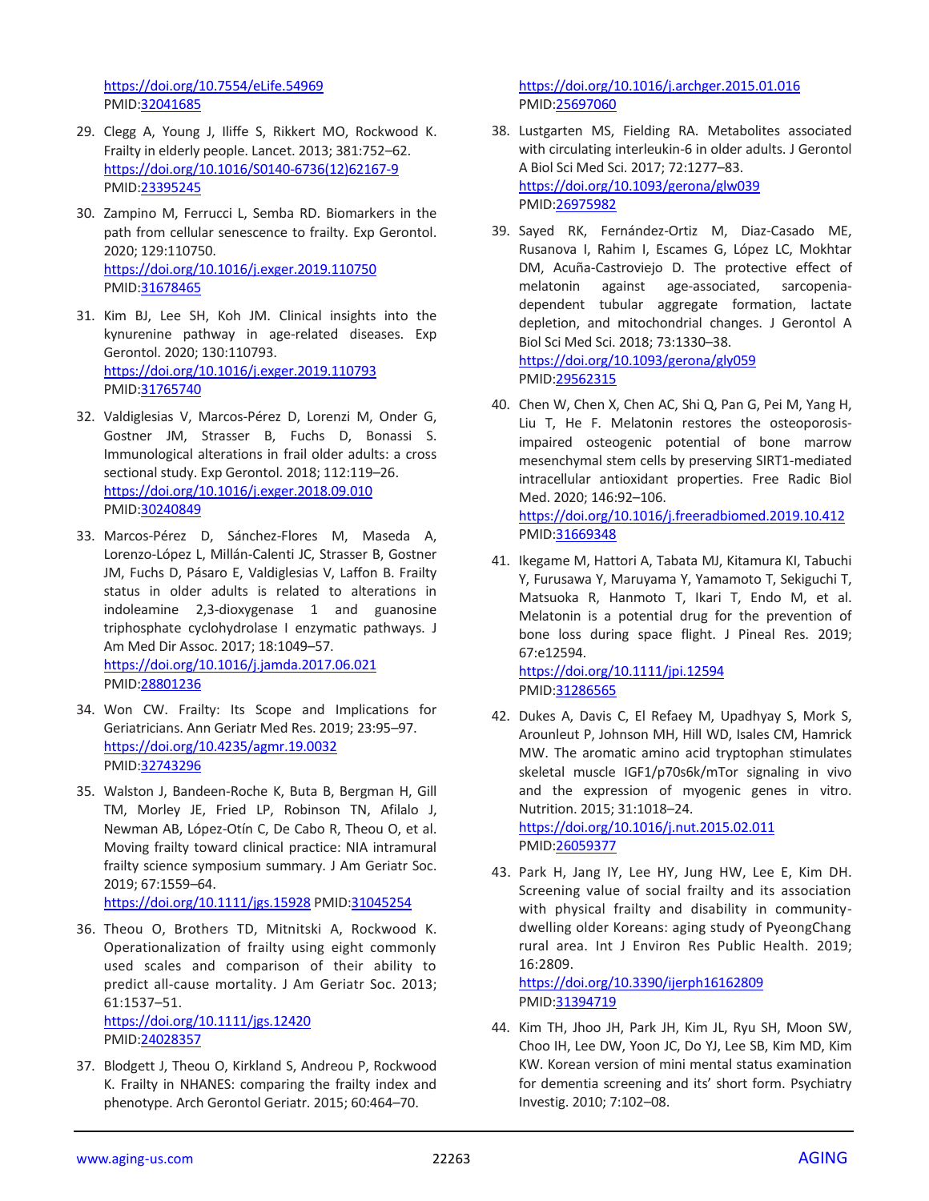https://doi.org/10.7554/eLife.54969
PMID:32041685

29. Clegg A, Young J, Iliffe S, Rikkert MO, Rockwood K. Frailty in elderly people. Lancet. 2013; 381:752–62. https://doi.org/10.1016/S0140-6736(12)62167-9 PMID:23395245

30. Zampino M, Ferrucci L, Semba RD. Biomarkers in the path from cellular senescence to frailty. Exp Gerontol. 2020; 129:110750. https://doi.org/10.1016/j.exger.2019.110750 PMID:31678465

31. Kim BJ, Lee SH, Koh JM. Clinical insights into the kynurenine pathway in age-related diseases. Exp Gerontol. 2020; 130:110793. https://doi.org/10.1016/j.exger.2019.110793 PMID:31765740

32. Valdiglesias V, Marcos-Pérez D, Lorenzi M, Onder G, Gostner JM, Strasser B, Fuchs D, Bonassi S. Immunological alterations in frail older adults: a cross sectional study. Exp Gerontol. 2018; 112:119–26. https://doi.org/10.1016/j.exger.2018.09.010 PMID:30240849

33. Marcos-Pérez D, Sánchez-Flores M, Maseda A, Lorenzo-López L, Millán-Calenti JC, Strasser B, Gostner JM, Fuchs D, Pásaro E, Valdiglesias V, Laffon B. Frailty status in older adults is related to alterations in indoleamine 2,3-dioxygenase 1 and guanosine triphosphate cyclohydrolase I enzymatic pathways. J Am Med Dir Assoc. 2017; 18:1049–57. https://doi.org/10.1016/j.jamda.2017.06.021 PMID:28801236

34. Won CW. Frailty: Its Scope and Implications for Geriatricians. Ann Geriatr Med Res. 2019; 23:95–97. https://doi.org/10.4235/agmr.19.0032 PMID:32743296

35. Walston J, Bandeen-Roche K, Buta B, Bergman H, Gill TM, Morley JE, Fried LP, Robinson TN, Afilalo J, Newman AB, López-Otín C, De Cabo R, Theou O, et al. Moving frailty toward clinical practice: NIA intramural frailty science symposium summary. J Am Geriatr Soc. 2019; 67:1559–64. https://doi.org/10.1111/jgs.15928 PMID:31045254

36. Theou O, Brothers TD, Mitnitski A, Rockwood K. Operationalization of frailty using eight commonly used scales and comparison of their ability to predict all-cause mortality. J Am Geriatr Soc. 2013; 61:1537–51. https://doi.org/10.1111/jgs.12420 PMID:24028357

37. Blodgett J, Theou O, Kirkland S, Andreou P, Rockwood K. Frailty in NHANES: comparing the frailty index and phenotype. Arch Gerontol Geriatr. 2015; 60:464–70. https://doi.org/10.1016/j.archger.2015.01.016 PMID:25697060

38. Lustgarten MS, Fielding RA. Metabolites associated with circulating interleukin-6 in older adults. J Gerontol A Biol Sci Med Sci. 2017; 72:1277–83. https://doi.org/10.1093/gerona/glw039 PMID:26975982

39. Sayed RK, Fernández-Ortiz M, Diaz-Casado ME, Rusanova I, Rahim I, Escames G, López LC, Mokhtar DM, Acuña-Castroviejo D. The protective effect of melatonin against age-associated, sarcopenia-dependent tubular aggregate formation, lactate depletion, and mitochondrial changes. J Gerontol A Biol Sci Med Sci. 2018; 73:1330–38. https://doi.org/10.1093/gerona/gly059 PMID:29562315

40. Chen W, Chen X, Chen AC, Shi Q, Pan G, Pei M, Yang H, Liu T, He F. Melatonin restores the osteoporosis-impaired osteogenic potential of bone marrow mesenchymal stem cells by preserving SIRT1-mediated intracellular antioxidant properties. Free Radic Biol Med. 2020; 146:92–106. https://doi.org/10.1016/j.freeradbiomed.2019.10.412 PMID:31669348

41. Ikegame M, Hattori A, Tabata MJ, Kitamura KI, Tabuchi Y, Furusawa Y, Maruyama Y, Yamamoto T, Sekiguchi T, Matsuoka R, Hanmoto T, Ikari T, Endo M, et al. Melatonin is a potential drug for the prevention of bone loss during space flight. J Pineal Res. 2019; 67:e12594. https://doi.org/10.1111/jpi.12594 PMID:31286565

42. Dukes A, Davis C, El Refaey M, Upadhyay S, Mork S, Arounleut P, Johnson MH, Hill WD, Isales CM, Hamrick MW. The aromatic amino acid tryptophan stimulates skeletal muscle IGF1/p70s6k/mTor signaling in vivo and the expression of myogenic genes in vitro. Nutrition. 2015; 31:1018–24. https://doi.org/10.1016/j.nut.2015.02.011 PMID:26059377

43. Park H, Jang IY, Lee HY, Jung HW, Lee E, Kim DH. Screening value of social frailty and its association with physical frailty and disability in community-dwelling older Koreans: aging study of PyeongChang rural area. Int J Environ Res Public Health. 2019; 16:2809. https://doi.org/10.3390/ijerph16162809 PMID:31394719

44. Kim TH, Jhoo JH, Park JH, Kim JL, Ryu SH, Moon SW, Choo IH, Lee DW, Yoon JC, Do YJ, Lee SB, Kim MD, Kim KW. Korean version of mini mental status examination for dementia screening and its' short form. Psychiatry Investig. 2010; 7:102–08.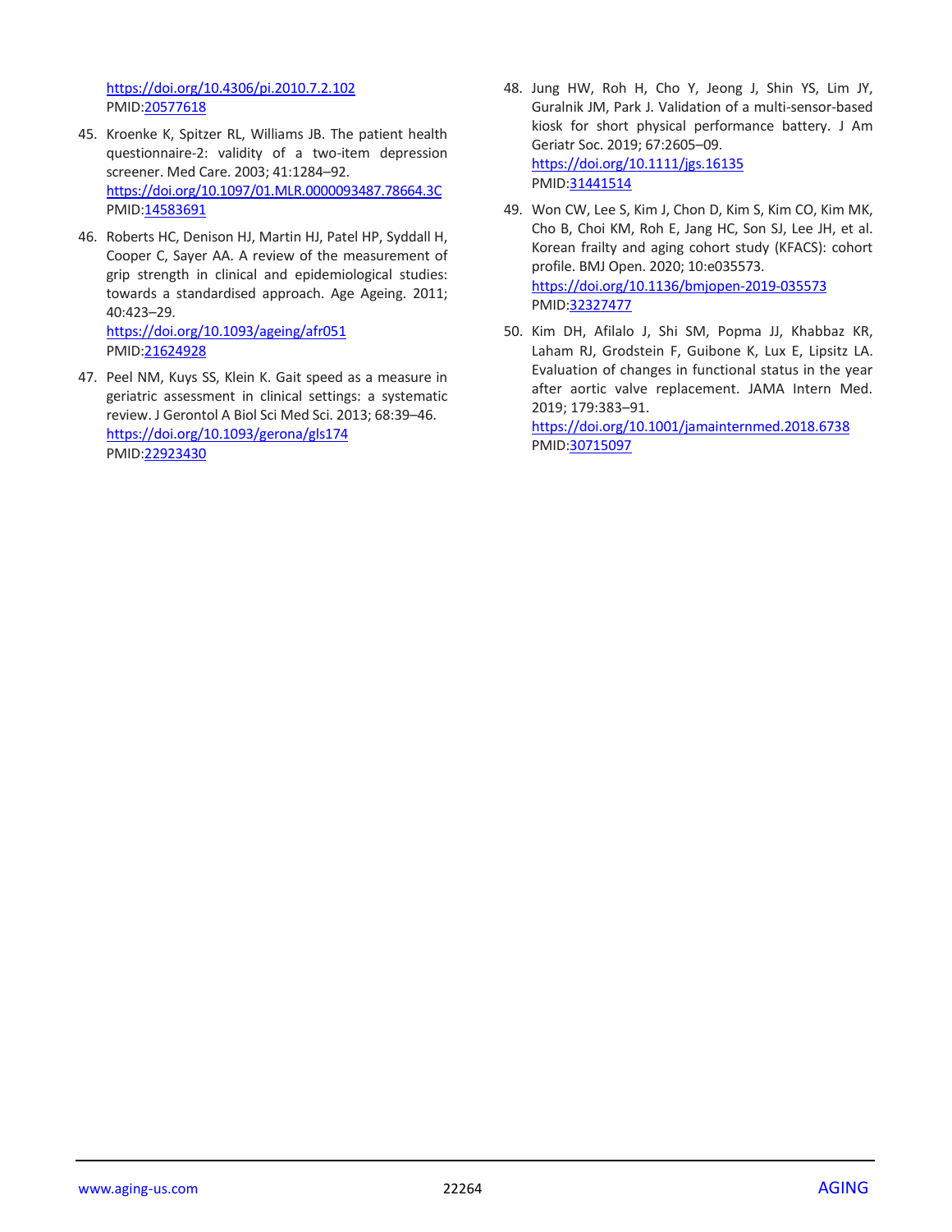https://doi.org/10.4306/pi.2010.7.2.102
PMID:20577618

45. Kroenke K, Spitzer RL, Williams JB. The patient health questionnaire-2: validity of a two-item depression screener. Med Care. 2003; 41:1284–92.
https://doi.org/10.1097/01.MLR.0000093487.78664.3C
PMID:14583691

46. Roberts HC, Denison HJ, Martin HJ, Patel HP, Syddall H, Cooper C, Sayer AA. A review of the measurement of grip strength in clinical and epidemiological studies: towards a standardised approach. Age Ageing. 2011; 40:423–29.
https://doi.org/10.1093/ageing/afr051
PMID:21624928

47. Peel NM, Kuys SS, Klein K. Gait speed as a measure in geriatric assessment in clinical settings: a systematic review. J Gerontol A Biol Sci Med Sci. 2013; 68:39–46.
https://doi.org/10.1093/gerona/gls174
PMID:22923430

48. Jung HW, Roh H, Cho Y, Jeong J, Shin YS, Lim JY, Guralnik JM, Park J. Validation of a multi-sensor-based kiosk for short physical performance battery. J Am Geriatr Soc. 2019; 67:2605–09.
https://doi.org/10.1111/jgs.16135
PMID:31441514

49. Won CW, Lee S, Kim J, Chon D, Kim S, Kim CO, Kim MK, Cho B, Choi KM, Roh E, Jang HC, Son SJ, Lee JH, et al. Korean frailty and aging cohort study (KFACS): cohort profile. BMJ Open. 2020; 10:e035573.
https://doi.org/10.1136/bmjopen-2019-035573
PMID:32327477

50. Kim DH, Afilalo J, Shi SM, Popma JJ, Khabbaz KR, Laham RJ, Grodstein F, Guibone K, Lux E, Lipsitz LA. Evaluation of changes in functional status in the year after aortic valve replacement. JAMA Intern Med. 2019; 179:383–91.
https://doi.org/10.1001/jamainternmed.2018.6738
PMID:30715097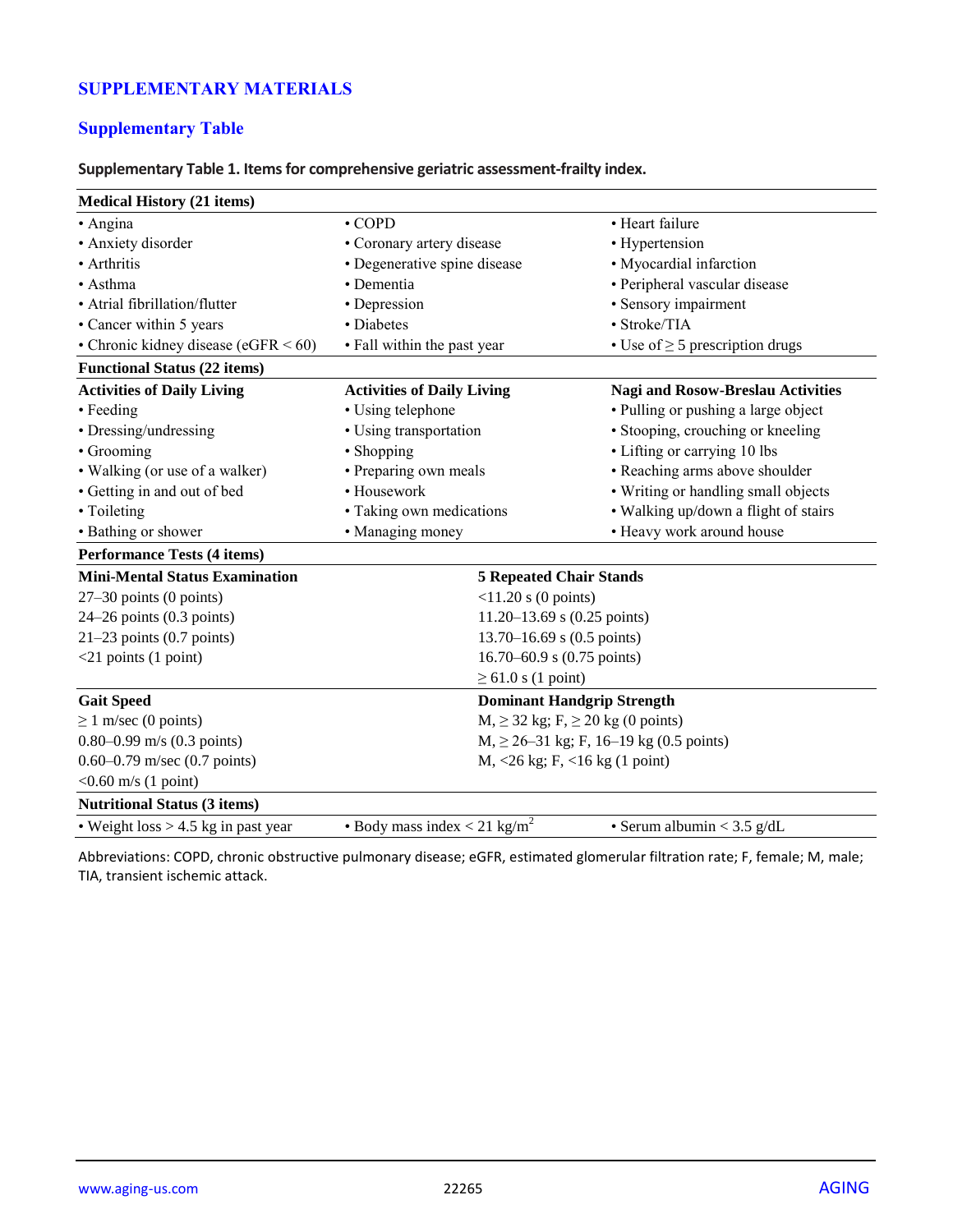## SUPPLEMENTARY MATERIALS

## Supplementary Table

**Supplementary Table 1. Items for comprehensive geriatric assessment-frailty index.**

| | | |
|---|---|---|
| **Medical History (21 items)** | | |
| • Angina | • COPD | • Heart failure |
| • Anxiety disorder | • Coronary artery disease | • Hypertension |
| • Arthritis | • Degenerative spine disease | • Myocardial infarction |
| • Asthma | • Dementia | • Peripheral vascular disease |
| • Atrial fibrillation/flutter | • Depression | • Sensory impairment |
| • Cancer within 5 years | • Diabetes | • Stroke/TIA |
| • Chronic kidney disease (eGFR < 60) | • Fall within the past year | • Use of ≥ 5 prescription drugs |
| **Functional Status (22 items)** | | |
| **Activities of Daily Living** | **Activities of Daily Living** | **Nagi and Rosow-Breslau Activities** |
| • Feeding | • Using telephone | • Pulling or pushing a large object |
| • Dressing/undressing | • Using transportation | • Stooping, crouching or kneeling |
| • Grooming | • Shopping | • Lifting or carrying 10 lbs |
| • Walking (or use of a walker) | • Preparing own meals | • Reaching arms above shoulder |
| • Getting in and out of bed | • Housework | • Writing or handling small objects |
| • Toileting | • Taking own medications | • Walking up/down a flight of stairs |
| • Bathing or shower | • Managing money | • Heavy work around house |
| **Performance Tests (4 items)** | | |
| **Mini-Mental Status Examination** | **5 Repeated Chair Stands** | |
| 27–30 points (0 points) | <11.20 s (0 points) | |
| 24–26 points (0.3 points) | 11.20–13.69 s (0.25 points) | |
| 21–23 points (0.7 points) | 13.70–16.69 s (0.5 points) | |
| <21 points (1 point) | 16.70–60.9 s (0.75 points) | |
| | ≥ 61.0 s (1 point) | |
| **Gait Speed** | **Dominant Handgrip Strength** | |
| ≥ 1 m/sec (0 points) | M, ≥ 32 kg; F, ≥ 20 kg (0 points) | |
| 0.80–0.99 m/s (0.3 points) | M, ≥ 26–31 kg; F, 16–19 kg (0.5 points) | |
| 0.60–0.79 m/sec (0.7 points) | M, <26 kg; F, <16 kg (1 point) | |
| <0.60 m/s (1 point) | | |
| **Nutritional Status (3 items)** | | |
| • Weight loss > 4.5 kg in past year | • Body mass index < 21 kg/m$^2$ | • Serum albumin < 3.5 g/dL |

Abbreviations: COPD, chronic obstructive pulmonary disease; eGFR, estimated glomerular filtration rate; F, female; M, male; TIA, transient ischemic attack.